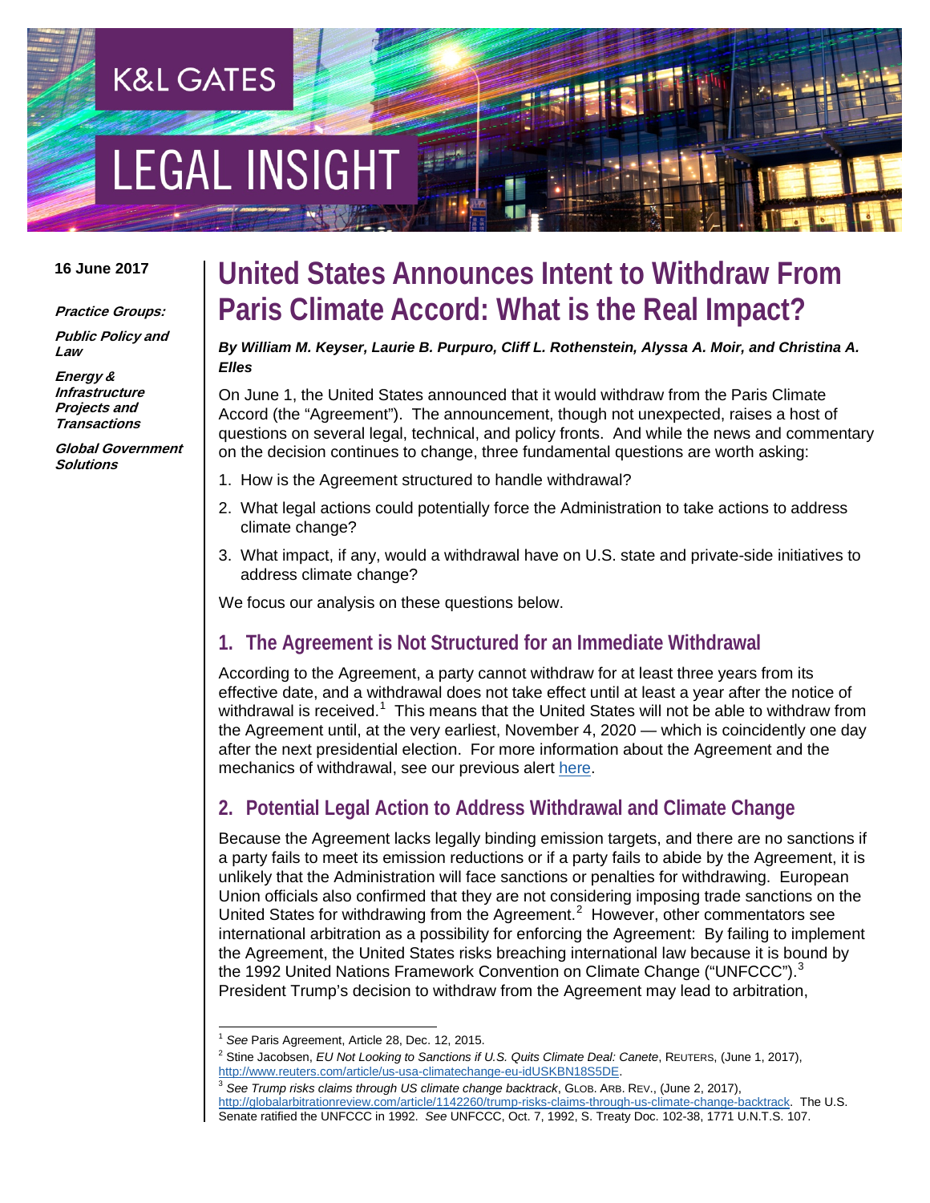K&L GATES

LEGAL INSIGHT

**16 June 2017**

***Practice Groups:***

***Public Policy and Law***

***Energy & Infrastructure Projects and Transactions***

***Global Government Solutions***

# United States Announces Intent to Withdraw From Paris Climate Accord: What is the Real Impact?

***By William M. Keyser, Laurie B. Purpuro, Cliff L. Rothenstein, Alyssa A. Moir, and Christina A. Elles***

On June 1, the United States announced that it would withdraw from the Paris Climate Accord (the "Agreement"). The announcement, though not unexpected, raises a host of questions on several legal, technical, and policy fronts. And while the news and commentary on the decision continues to change, three fundamental questions are worth asking:

1. How is the Agreement structured to handle withdrawal?
2. What legal actions could potentially force the Administration to take actions to address climate change?
3. What impact, if any, would a withdrawal have on U.S. state and private-side initiatives to address climate change?

We focus our analysis on these questions below.

## 1. The Agreement is Not Structured for an Immediate Withdrawal

According to the Agreement, a party cannot withdraw for at least three years from its effective date, and a withdrawal does not take effect until at least a year after the notice of withdrawal is received.[1] This means that the United States will not be able to withdraw from the Agreement until, at the very earliest, November 4, 2020 — which is coincidently one day after the next presidential election. For more information about the Agreement and the mechanics of withdrawal, see our previous alert here.

## 2. Potential Legal Action to Address Withdrawal and Climate Change

Because the Agreement lacks legally binding emission targets, and there are no sanctions if a party fails to meet its emission reductions or if a party fails to abide by the Agreement, it is unlikely that the Administration will face sanctions or penalties for withdrawing. European Union officials also confirmed that they are not considering imposing trade sanctions on the United States for withdrawing from the Agreement.[2] However, other commentators see international arbitration as a possibility for enforcing the Agreement: By failing to implement the Agreement, the United States risks breaching international law because it is bound by the 1992 United Nations Framework Convention on Climate Change ("UNFCCC").[3] President Trump's decision to withdraw from the Agreement may lead to arbitration,

---

[1] *See* Paris Agreement, Article 28, Dec. 12, 2015.

[2] Stine Jacobsen, *EU Not Looking to Sanctions if U.S. Quits Climate Deal: Canete*, REUTERS, (June 1, 2017), http://www.reuters.com/article/us-usa-climatechange-eu-idUSKBN18S5DE.

[3] *See Trump risks claims through US climate change backtrack*, GLOB. ARB. REV., (June 2, 2017), http://globalarbitrationreview.com/article/1142260/trump-risks-claims-through-us-climate-change-backtrack. The U.S. Senate ratified the UNFCCC in 1992. *See* UNFCCC, Oct. 7, 1992, S. Treaty Doc. 102-38, 1771 U.N.T.S. 107.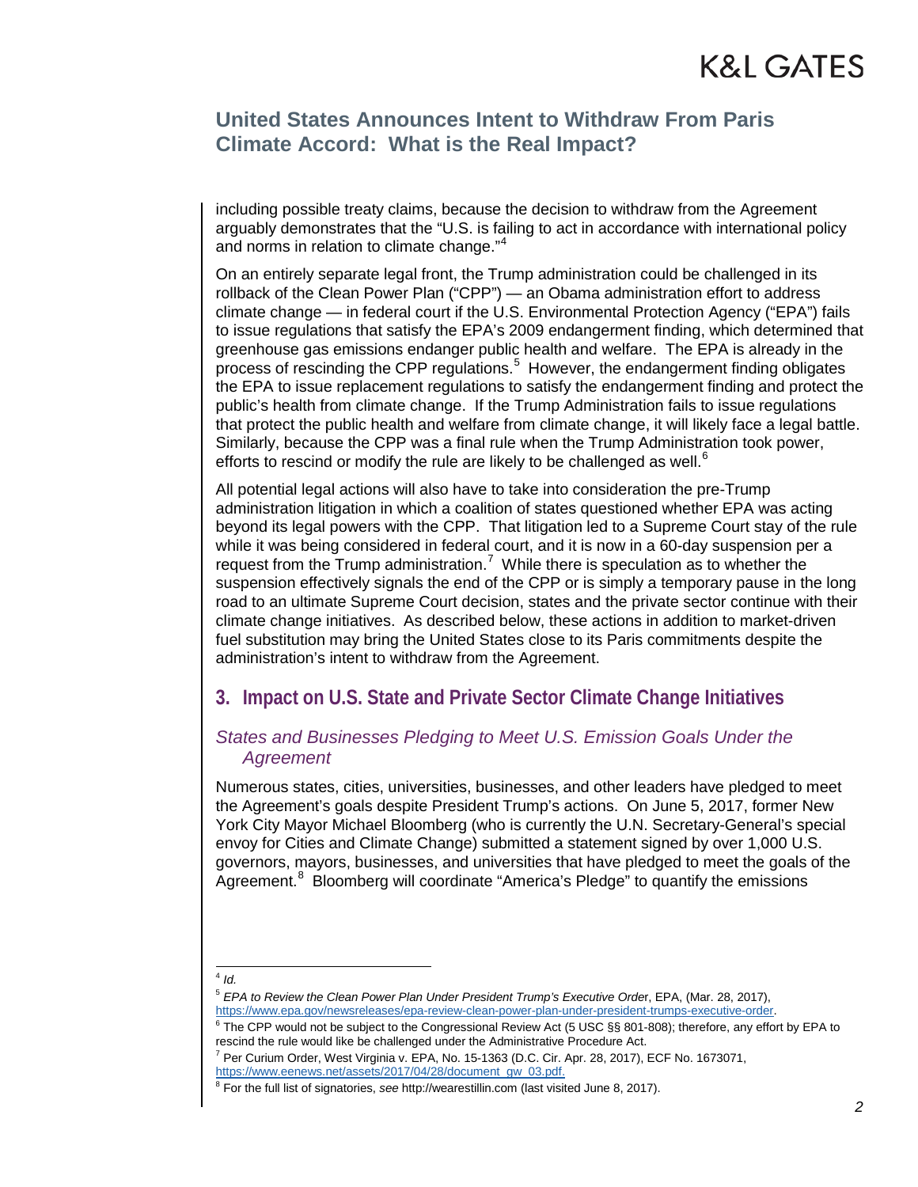including possible treaty claims, because the decision to withdraw from the Agreement arguably demonstrates that the "U.S. is failing to act in accordance with international policy and norms in relation to climate change."[4]

On an entirely separate legal front, the Trump administration could be challenged in its rollback of the Clean Power Plan ("CPP") — an Obama administration effort to address climate change — in federal court if the U.S. Environmental Protection Agency ("EPA") fails to issue regulations that satisfy the EPA's 2009 endangerment finding, which determined that greenhouse gas emissions endanger public health and welfare. The EPA is already in the process of rescinding the CPP regulations.[5] However, the endangerment finding obligates the EPA to issue replacement regulations to satisfy the endangerment finding and protect the public's health from climate change. If the Trump Administration fails to issue regulations that protect the public health and welfare from climate change, it will likely face a legal battle. Similarly, because the CPP was a final rule when the Trump Administration took power, efforts to rescind or modify the rule are likely to be challenged as well.[6]

All potential legal actions will also have to take into consideration the pre-Trump administration litigation in which a coalition of states questioned whether EPA was acting beyond its legal powers with the CPP. That litigation led to a Supreme Court stay of the rule while it was being considered in federal court, and it is now in a 60-day suspension per a request from the Trump administration.[7] While there is speculation as to whether the suspension effectively signals the end of the CPP or is simply a temporary pause in the long road to an ultimate Supreme Court decision, states and the private sector continue with their climate change initiatives. As described below, these actions in addition to market-driven fuel substitution may bring the United States close to its Paris commitments despite the administration's intent to withdraw from the Agreement.

## 3. Impact on U.S. State and Private Sector Climate Change Initiatives

### *States and Businesses Pledging to Meet U.S. Emission Goals Under the Agreement*

Numerous states, cities, universities, businesses, and other leaders have pledged to meet the Agreement's goals despite President Trump's actions. On June 5, 2017, former New York City Mayor Michael Bloomberg (who is currently the U.N. Secretary-General's special envoy for Cities and Climate Change) submitted a statement signed by over 1,000 U.S. governors, mayors, businesses, and universities that have pledged to meet the goals of the Agreement.[8] Bloomberg will coordinate "America's Pledge" to quantify the emissions

---

[4] *Id.*

[5] *EPA to Review the Clean Power Plan Under President Trump's Executive Order*, EPA, (Mar. 28, 2017), https://www.epa.gov/newsreleases/epa-review-clean-power-plan-under-president-trumps-executive-order.

[6] The CPP would not be subject to the Congressional Review Act (5 USC §§ 801-808); therefore, any effort by EPA to rescind the rule would like be challenged under the Administrative Procedure Act.

[7] Per Curium Order, West Virginia v. EPA, No. 15-1363 (D.C. Cir. Apr. 28, 2017), ECF No. 1673071, https://www.eenews.net/assets/2017/04/28/document_gw_03.pdf.

[8] For the full list of signatories, *see* http://wearestillin.com (last visited June 8, 2017).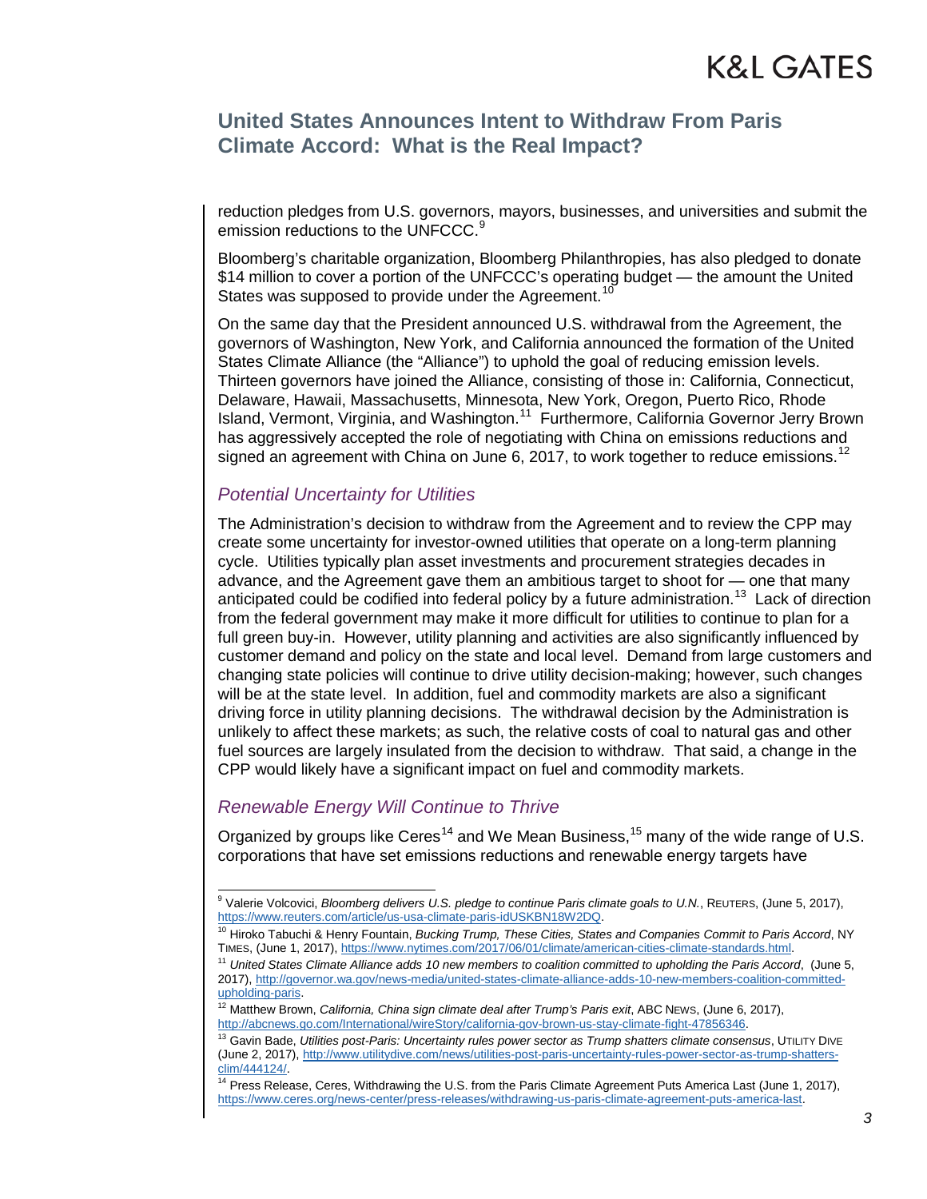reduction pledges from U.S. governors, mayors, businesses, and universities and submit the emission reductions to the UNFCCC.[9]

Bloomberg's charitable organization, Bloomberg Philanthropies, has also pledged to donate $14 million to cover a portion of the UNFCCC's operating budget — the amount the United States was supposed to provide under the Agreement.[10]

On the same day that the President announced U.S. withdrawal from the Agreement, the governors of Washington, New York, and California announced the formation of the United States Climate Alliance (the "Alliance") to uphold the goal of reducing emission levels. Thirteen governors have joined the Alliance, consisting of those in: California, Connecticut, Delaware, Hawaii, Massachusetts, Minnesota, New York, Oregon, Puerto Rico, Rhode Island, Vermont, Virginia, and Washington.[11] Furthermore, California Governor Jerry Brown has aggressively accepted the role of negotiating with China on emissions reductions and signed an agreement with China on June 6, 2017, to work together to reduce emissions.[12]

## *Potential Uncertainty for Utilities*

The Administration's decision to withdraw from the Agreement and to review the CPP may create some uncertainty for investor-owned utilities that operate on a long-term planning cycle. Utilities typically plan asset investments and procurement strategies decades in advance, and the Agreement gave them an ambitious target to shoot for — one that many anticipated could be codified into federal policy by a future administration.[13] Lack of direction from the federal government may make it more difficult for utilities to continue to plan for a full green buy-in. However, utility planning and activities are also significantly influenced by customer demand and policy on the state and local level. Demand from large customers and changing state policies will continue to drive utility decision-making; however, such changes will be at the state level. In addition, fuel and commodity markets are also a significant driving force in utility planning decisions. The withdrawal decision by the Administration is unlikely to affect these markets; as such, the relative costs of coal to natural gas and other fuel sources are largely insulated from the decision to withdraw. That said, a change in the CPP would likely have a significant impact on fuel and commodity markets.

## *Renewable Energy Will Continue to Thrive*

Organized by groups like Ceres[14] and We Mean Business,[15] many of the wide range of U.S. corporations that have set emissions reductions and renewable energy targets have

---

[9] Valerie Volcovici, *Bloomberg delivers U.S. pledge to continue Paris climate goals to U.N.*, REUTERS, (June 5, 2017), https://www.reuters.com/article/us-usa-climate-paris-idUSKBN18W2DQ.

[10] Hiroko Tabuchi & Henry Fountain, *Bucking Trump, These Cities, States and Companies Commit to Paris Accord*, NY TIMES, (June 1, 2017), https://www.nytimes.com/2017/06/01/climate/american-cities-climate-standards.html.

[11] *United States Climate Alliance adds 10 new members to coalition committed to upholding the Paris Accord*, (June 5, 2017), http://governor.wa.gov/news-media/united-states-climate-alliance-adds-10-new-members-coalition-committed-upholding-paris.

[12] Matthew Brown, *California, China sign climate deal after Trump's Paris exit*, ABC NEWS, (June 6, 2017), http://abcnews.go.com/International/wireStory/california-gov-brown-us-stay-climate-fight-47856346.

[13] Gavin Bade, *Utilities post-Paris: Uncertainty rules power sector as Trump shatters climate consensus*, UTILITY DIVE (June 2, 2017), http://www.utilitydive.com/news/utilities-post-paris-uncertainty-rules-power-sector-as-trump-shatters-clim/444124/.

[14] Press Release, Ceres, Withdrawing the U.S. from the Paris Climate Agreement Puts America Last (June 1, 2017), https://www.ceres.org/news-center/press-releases/withdrawing-us-paris-climate-agreement-puts-america-last.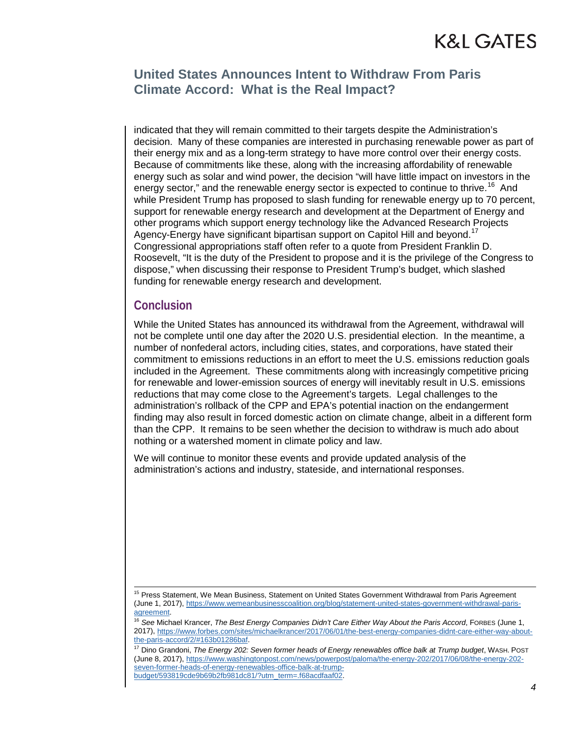indicated that they will remain committed to their targets despite the Administration's decision. Many of these companies are interested in purchasing renewable power as part of their energy mix and as a long-term strategy to have more control over their energy costs. Because of commitments like these, along with the increasing affordability of renewable energy such as solar and wind power, the decision "will have little impact on investors in the energy sector," and the renewable energy sector is expected to continue to thrive.[16] And while President Trump has proposed to slash funding for renewable energy up to 70 percent, support for renewable energy research and development at the Department of Energy and other programs which support energy technology like the Advanced Research Projects Agency-Energy have significant bipartisan support on Capitol Hill and beyond.[17] Congressional appropriations staff often refer to a quote from President Franklin D. Roosevelt, "It is the duty of the President to propose and it is the privilege of the Congress to dispose," when discussing their response to President Trump's budget, which slashed funding for renewable energy research and development.

## Conclusion

While the United States has announced its withdrawal from the Agreement, withdrawal will not be complete until one day after the 2020 U.S. presidential election. In the meantime, a number of nonfederal actors, including cities, states, and corporations, have stated their commitment to emissions reductions in an effort to meet the U.S. emissions reduction goals included in the Agreement. These commitments along with increasingly competitive pricing for renewable and lower-emission sources of energy will inevitably result in U.S. emissions reductions that may come close to the Agreement's targets. Legal challenges to the administration's rollback of the CPP and EPA's potential inaction on the endangerment finding may also result in forced domestic action on climate change, albeit in a different form than the CPP. It remains to be seen whether the decision to withdraw is much ado about nothing or a watershed moment in climate policy and law.

We will continue to monitor these events and provide updated analysis of the administration's actions and industry, stateside, and international responses.

---

[15] Press Statement, We Mean Business, Statement on United States Government Withdrawal from Paris Agreement (June 1, 2017), https://www.wemeanbusinesscoalition.org/blog/statement-united-states-government-withdrawal-paris-agreement.

[16] *See* Michael Krancer, *The Best Energy Companies Didn't Care Either Way About the Paris Accord*, FORBES (June 1, 2017), https://www.forbes.com/sites/michaelkrancer/2017/06/01/the-best-energy-companies-didnt-care-either-way-about-the-paris-accord/2/#163b01286baf.

[17] Dino Grandoni, *The Energy 202: Seven former heads of Energy renewables office balk at Trump budget*, WASH. POST (June 8, 2017), https://www.washingtonpost.com/news/powerpost/paloma/the-energy-202/2017/06/08/the-energy-202-seven-former-heads-of-energy-renewables-office-balk-at-trump-budget/593819cde9b69b2fb981dc81/?utm_term=.f68acdfaaf02.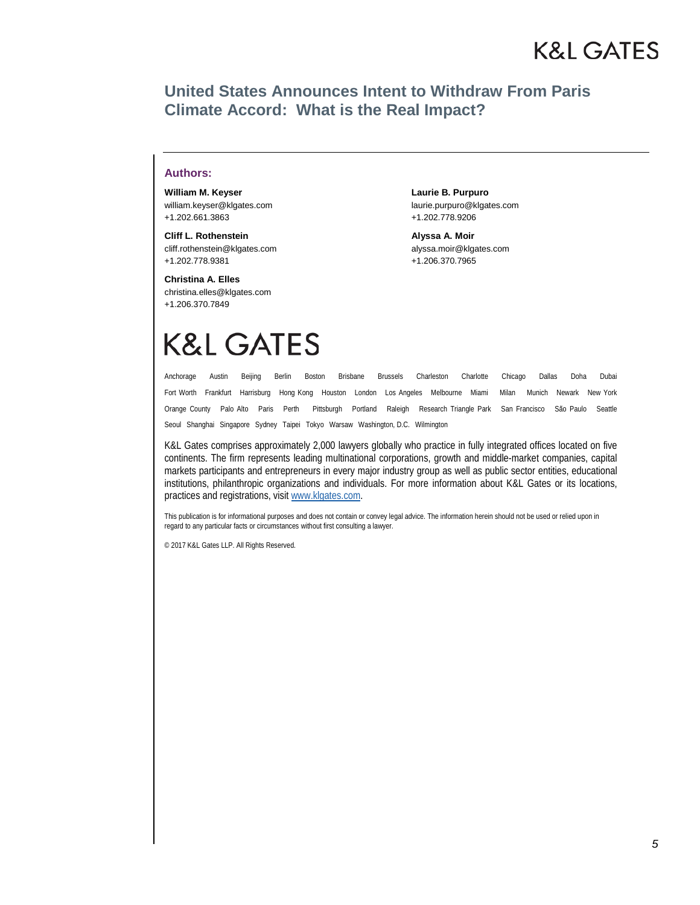# United States Announces Intent to Withdraw From Paris Climate Accord: What is the Real Impact?

## Authors:

**William M. Keyser**
william.keyser@klgates.com
+1.202.661.3863

**Cliff L. Rothenstein**
cliff.rothenstein@klgates.com
+1.202.778.9381

**Christina A. Elles**
christina.elles@klgates.com
+1.206.370.7849

**Laurie B. Purpuro**
laurie.purpuro@klgates.com
+1.202.778.9206

**Alyssa A. Moir**
alyssa.moir@klgates.com
+1.206.370.7965

K&L GATES

Anchorage Austin Beijing Berlin Boston Brisbane Brussels Charleston Charlotte Chicago Dallas Doha Dubai Fort Worth Frankfurt Harrisburg Hong Kong Houston London Los Angeles Melbourne Miami Milan Munich Newark New York Orange County Palo Alto Paris Perth Pittsburgh Portland Raleigh Research Triangle Park San Francisco São Paulo Seattle Seoul Shanghai Singapore Sydney Taipei Tokyo Warsaw Washington, D.C. Wilmington

K&L Gates comprises approximately 2,000 lawyers globally who practice in fully integrated offices located on five continents. The firm represents leading multinational corporations, growth and middle-market companies, capital markets participants and entrepreneurs in every major industry group as well as public sector entities, educational institutions, philanthropic organizations and individuals. For more information about K&L Gates or its locations, practices and registrations, visit www.klgates.com.

This publication is for informational purposes and does not contain or convey legal advice. The information herein should not be used or relied upon in regard to any particular facts or circumstances without first consulting a lawyer.

© 2017 K&L Gates LLP. All Rights Reserved.